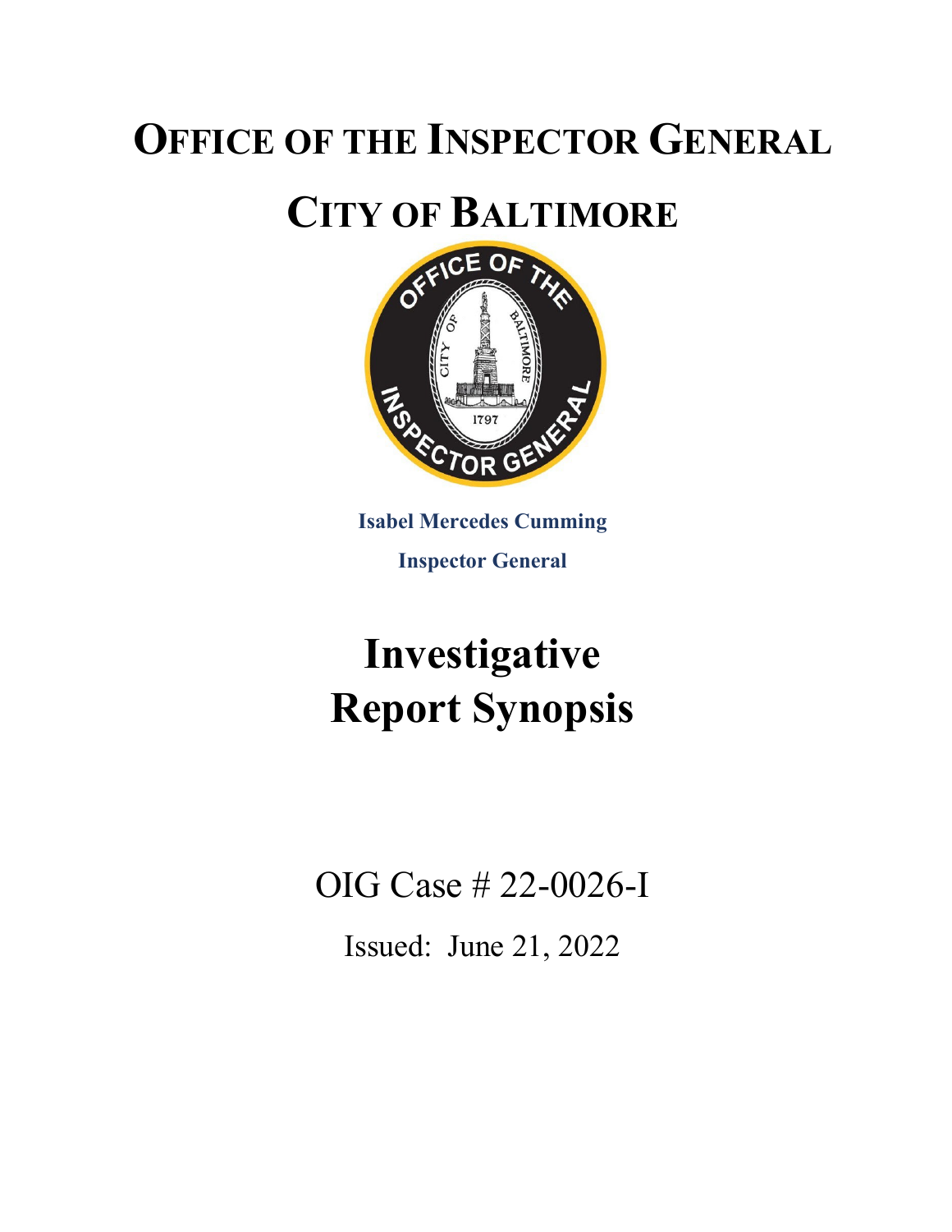# OFFICE OF THE INSPECTOR GENERAL

# CITY OF BALTIMORE

**Isabel Mercedes Cumming**

**Inspector General**

# Investigative Report Synopsis

OIG Case # 22-0026-I

Issued: June 21, 2022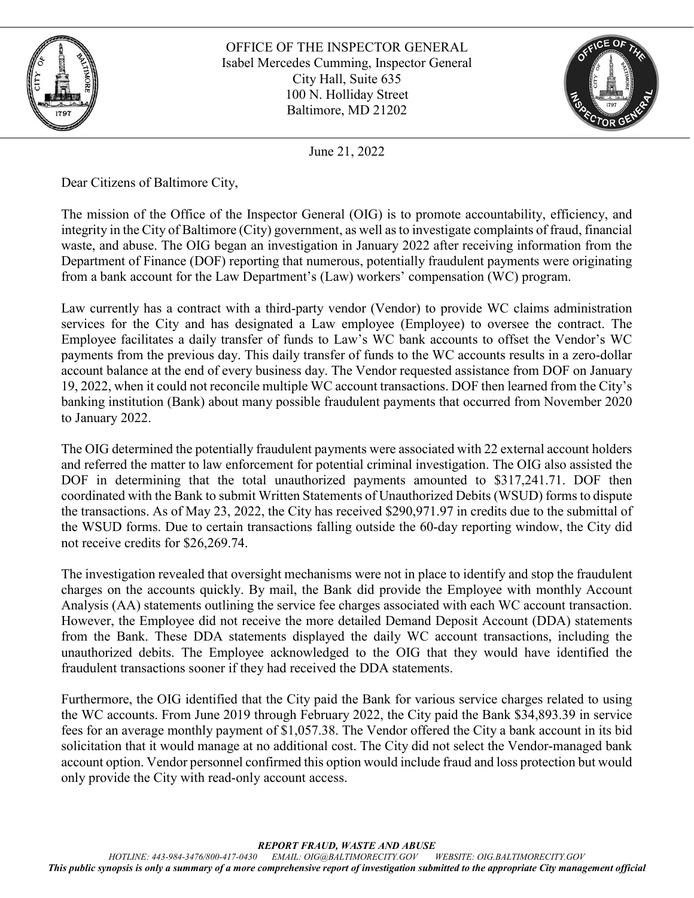OFFICE OF THE INSPECTOR GENERAL
Isabel Mercedes Cumming, Inspector General
City Hall, Suite 635
100 N. Holliday Street
Baltimore, MD 21202

June 21, 2022

Dear Citizens of Baltimore City,

The mission of the Office of the Inspector General (OIG) is to promote accountability, efficiency, and integrity in the City of Baltimore (City) government, as well as to investigate complaints of fraud, financial waste, and abuse. The OIG began an investigation in January 2022 after receiving information from the Department of Finance (DOF) reporting that numerous, potentially fraudulent payments were originating from a bank account for the Law Department's (Law) workers' compensation (WC) program.

Law currently has a contract with a third-party vendor (Vendor) to provide WC claims administration services for the City and has designated a Law employee (Employee) to oversee the contract. The Employee facilitates a daily transfer of funds to Law's WC bank accounts to offset the Vendor's WC payments from the previous day. This daily transfer of funds to the WC accounts results in a zero-dollar account balance at the end of every business day. The Vendor requested assistance from DOF on January 19, 2022, when it could not reconcile multiple WC account transactions. DOF then learned from the City's banking institution (Bank) about many possible fraudulent payments that occurred from November 2020 to January 2022.

The OIG determined the potentially fraudulent payments were associated with 22 external account holders and referred the matter to law enforcement for potential criminal investigation. The OIG also assisted the DOF in determining that the total unauthorized payments amounted to $317,241.71. DOF then coordinated with the Bank to submit Written Statements of Unauthorized Debits (WSUD) forms to dispute the transactions. As of May 23, 2022, the City has received $290,971.97 in credits due to the submittal of the WSUD forms. Due to certain transactions falling outside the 60-day reporting window, the City did not receive credits for $26,269.74.

The investigation revealed that oversight mechanisms were not in place to identify and stop the fraudulent charges on the accounts quickly. By mail, the Bank did provide the Employee with monthly Account Analysis (AA) statements outlining the service fee charges associated with each WC account transaction. However, the Employee did not receive the more detailed Demand Deposit Account (DDA) statements from the Bank. These DDA statements displayed the daily WC account transactions, including the unauthorized debits. The Employee acknowledged to the OIG that they would have identified the fraudulent transactions sooner if they had received the DDA statements.

Furthermore, the OIG identified that the City paid the Bank for various service charges related to using the WC accounts. From June 2019 through February 2022, the City paid the Bank $34,893.39 in service fees for an average monthly payment of $1,057.38. The Vendor offered the City a bank account in its bid solicitation that it would manage at no additional cost. The City did not select the Vendor-managed bank account option. Vendor personnel confirmed this option would include fraud and loss protection but would only provide the City with read-only account access.

***REPORT FRAUD, WASTE AND ABUSE***

*HOTLINE: 443-984-3476/800-417-0430 EMAIL: OIG@BALTIMORECITY.GOV WEBSITE: OIG.BALTIMORECITY.GOV*

***This public synopsis is only a summary of a more comprehensive report of investigation submitted to the appropriate City management official***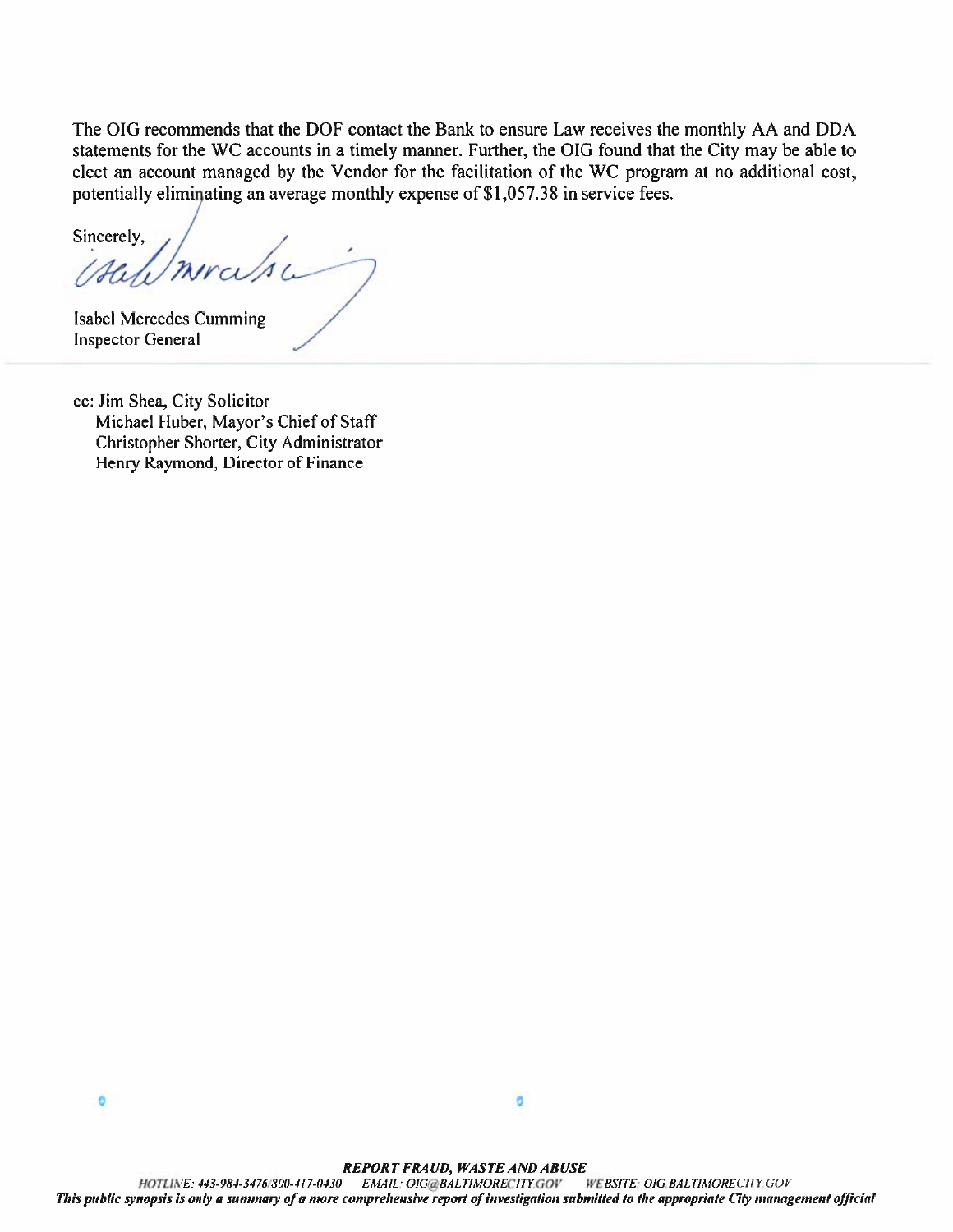The OIG recommends that the DOF contact the Bank to ensure Law receives the monthly AA and DDA statements for the WC accounts in a timely manner. Further, the OIG found that the City may be able to elect an account managed by the Vendor for the facilitation of the WC program at no additional cost, potentially eliminating an average monthly expense of $1,057.38 in service fees.

Sincerely,

Isabel Mercedes Cumming
Inspector General

cc: Jim Shea, City Solicitor
Michael Huber, Mayor's Chief of Staff
Christopher Shorter, City Administrator
Henry Raymond, Director of Finance

***REPORT FRAUD, WASTE AND ABUSE***

*HOTLINE: 443-984-3476/800-417-0430 EMAIL: OIG@BALTIMORECITY.GOV WEBSITE: OIG.BALTIMORECITY.GOV*

***This public synopsis is only a summary of a more comprehensive report of investigation submitted to the appropriate City management official***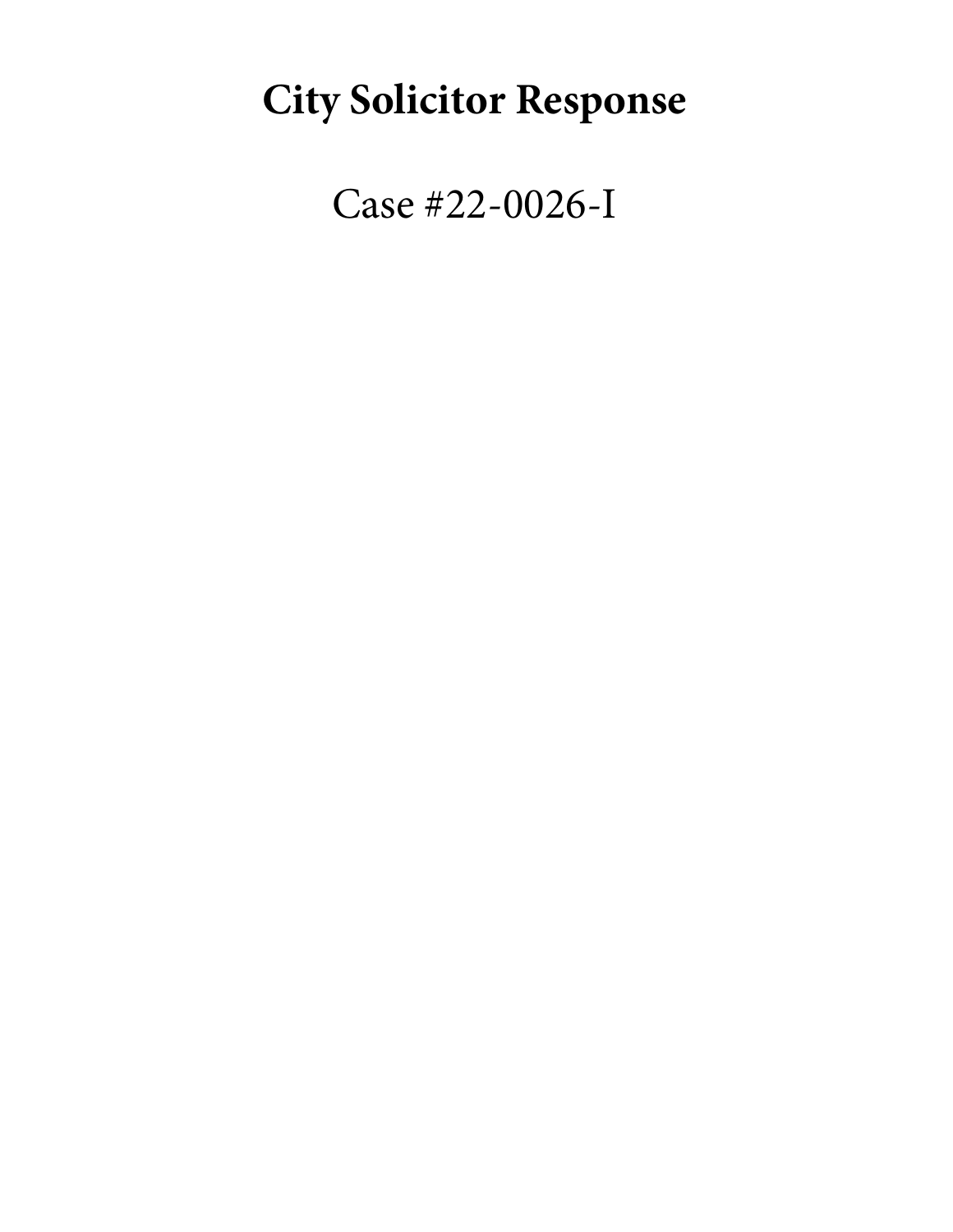# City Solicitor Response

Case #22-0026-I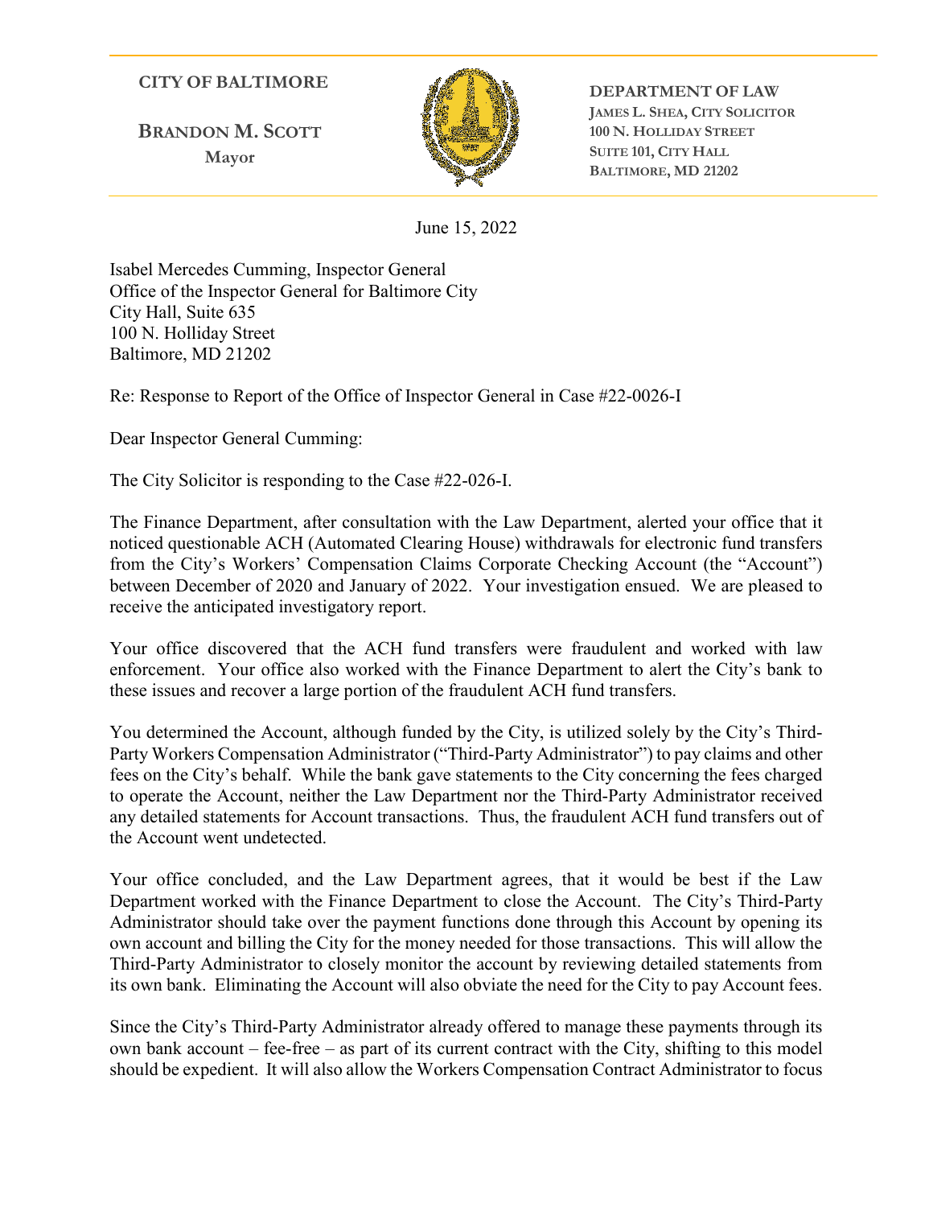**CITY OF BALTIMORE**

**BRANDON M. SCOTT**
**Mayor**

**DEPARTMENT OF LAW**
**JAMES L. SHEA, CITY SOLICITOR**
**100 N. HOLLIDAY STREET**
**SUITE 101, CITY HALL**
**BALTIMORE, MD 21202**

June 15, 2022

Isabel Mercedes Cumming, Inspector General
Office of the Inspector General for Baltimore City
City Hall, Suite 635
100 N. Holliday Street
Baltimore, MD 21202

Re: Response to Report of the Office of Inspector General in Case #22-0026-I

Dear Inspector General Cumming:

The City Solicitor is responding to the Case #22-026-I.

The Finance Department, after consultation with the Law Department, alerted your office that it noticed questionable ACH (Automated Clearing House) withdrawals for electronic fund transfers from the City's Workers' Compensation Claims Corporate Checking Account (the "Account") between December of 2020 and January of 2022. Your investigation ensued. We are pleased to receive the anticipated investigatory report.

Your office discovered that the ACH fund transfers were fraudulent and worked with law enforcement. Your office also worked with the Finance Department to alert the City's bank to these issues and recover a large portion of the fraudulent ACH fund transfers.

You determined the Account, although funded by the City, is utilized solely by the City's Third-Party Workers Compensation Administrator ("Third-Party Administrator") to pay claims and other fees on the City's behalf. While the bank gave statements to the City concerning the fees charged to operate the Account, neither the Law Department nor the Third-Party Administrator received any detailed statements for Account transactions. Thus, the fraudulent ACH fund transfers out of the Account went undetected.

Your office concluded, and the Law Department agrees, that it would be best if the Law Department worked with the Finance Department to close the Account. The City's Third-Party Administrator should take over the payment functions done through this Account by opening its own account and billing the City for the money needed for those transactions. This will allow the Third-Party Administrator to closely monitor the account by reviewing detailed statements from its own bank. Eliminating the Account will also obviate the need for the City to pay Account fees.

Since the City's Third-Party Administrator already offered to manage these payments through its own bank account – fee-free – as part of its current contract with the City, shifting to this model should be expedient. It will also allow the Workers Compensation Contract Administrator to focus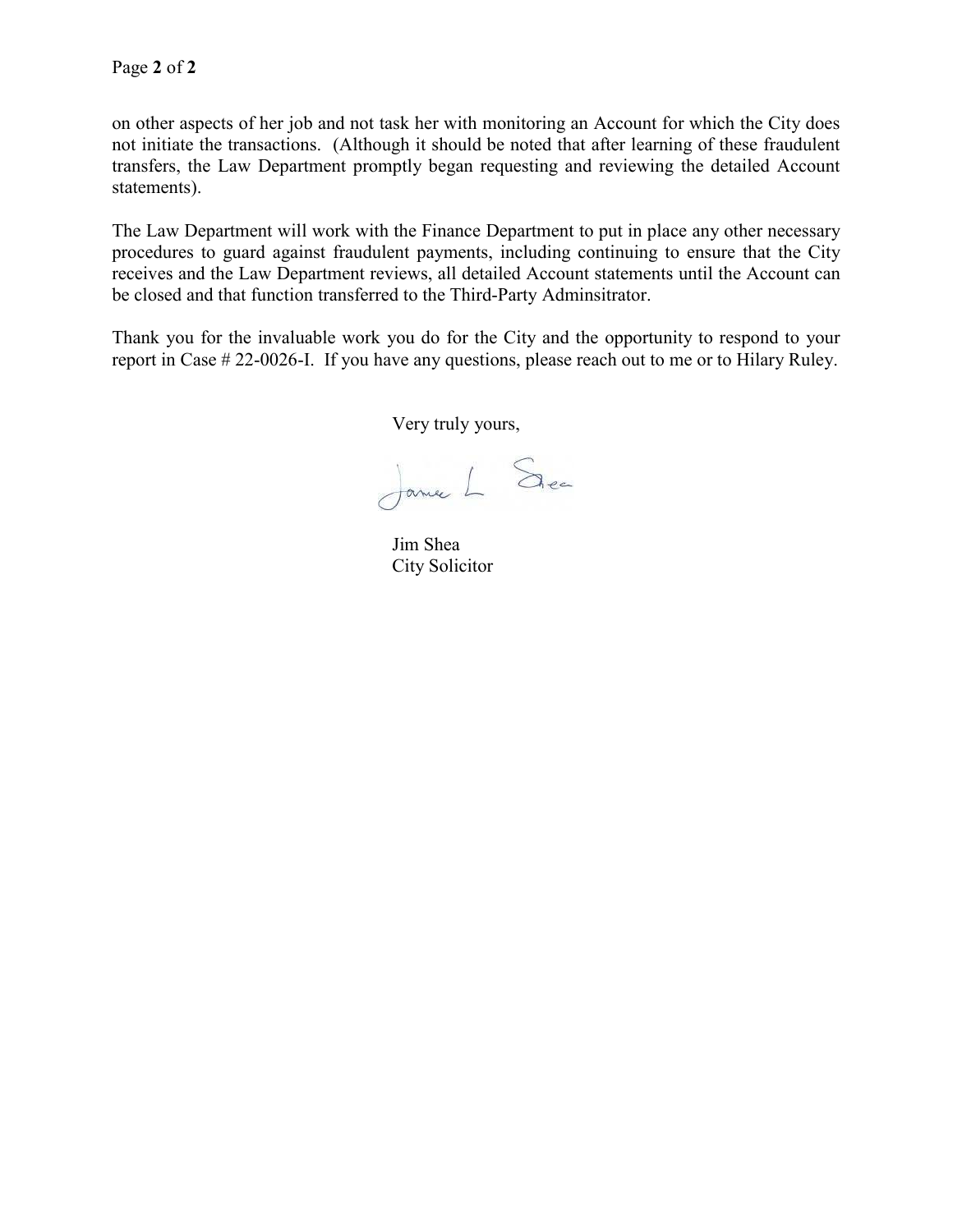on other aspects of her job and not task her with monitoring an Account for which the City does not initiate the transactions. (Although it should be noted that after learning of these fraudulent transfers, the Law Department promptly began requesting and reviewing the detailed Account statements).

The Law Department will work with the Finance Department to put in place any other necessary procedures to guard against fraudulent payments, including continuing to ensure that the City receives and the Law Department reviews, all detailed Account statements until the Account can be closed and that function transferred to the Third-Party Adminsitrator.

Thank you for the invaluable work you do for the City and the opportunity to respond to your report in Case # 22-0026-I. If you have any questions, please reach out to me or to Hilary Ruley.

Very truly yours,

James L Shea

Jim Shea
City Solicitor